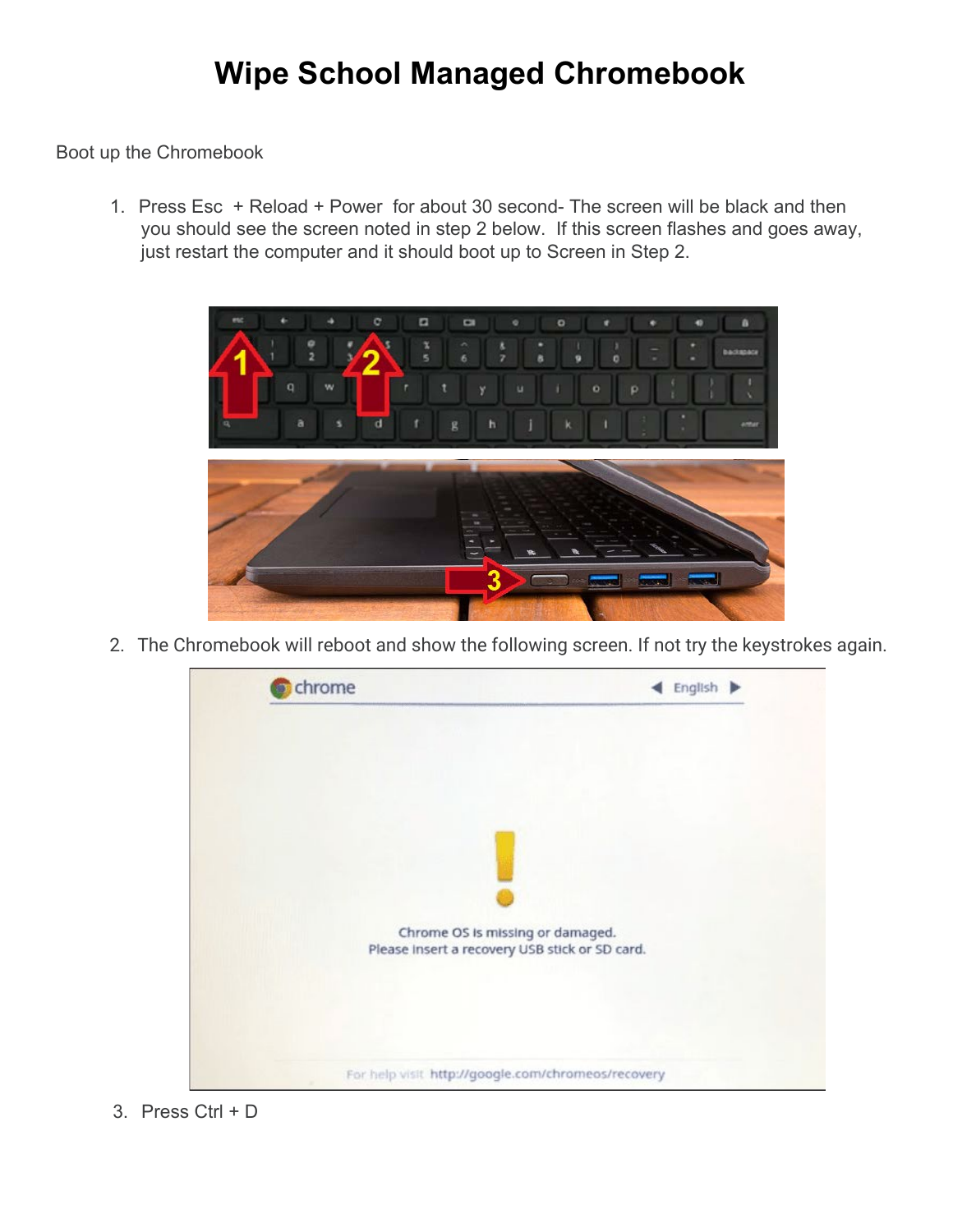# Wipe School Managed Chromebook

Boot up the Chromebook

1. Press Esc + Reload + Power for about 30 second- The screen will be black and then you should see the screen noted in step 2 below. If this screen flashes and goes away, just restart the computer and it should boot up to Screen in Step 2.

2. The Chromebook will reboot and show the following screen. If not try the keystrokes again.

3. Press Ctrl + D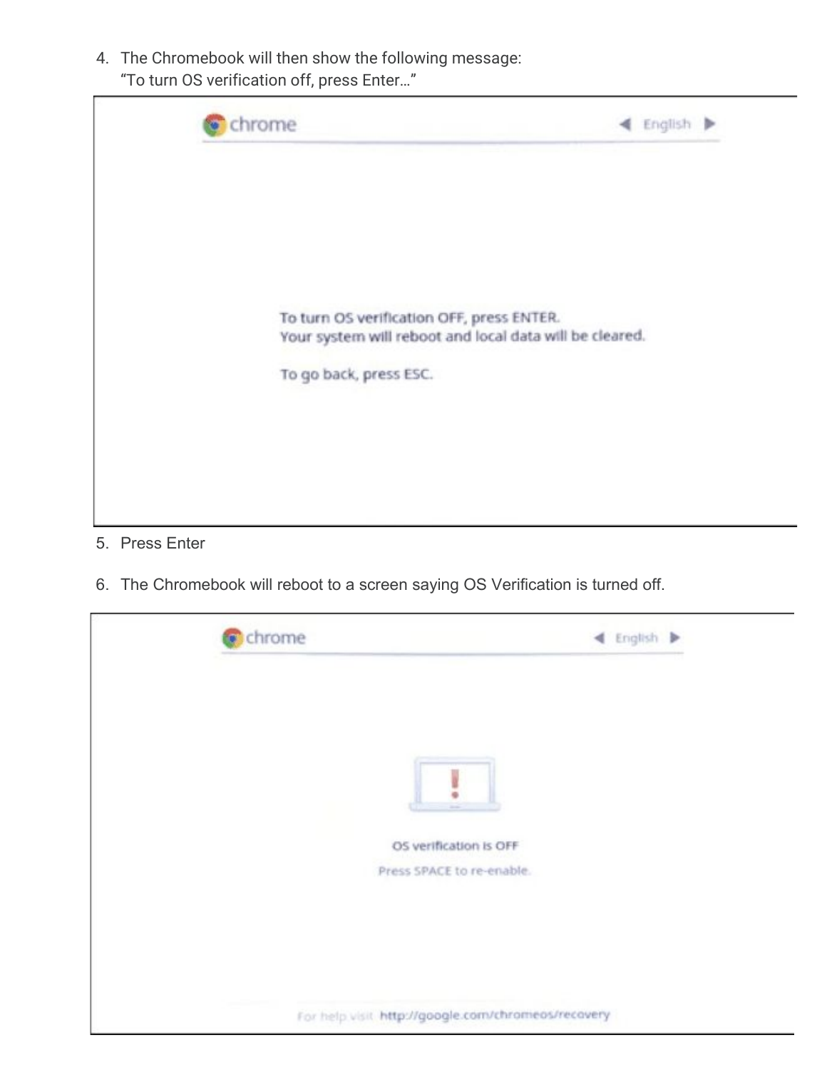4. The Chromebook will then show the following message:
   "To turn OS verification off, press Enter..."

   chrome ◀ English ▶

   To turn OS verification OFF, press ENTER.
   Your system will reboot and local data will be cleared.

   To go back, press ESC.

5. Press Enter

6. The Chromebook will reboot to a screen saying OS Verification is turned off.

   chrome ◀ English ▶

   OS verification is OFF

   Press SPACE to re-enable.

   For help visit http://google.com/chromeos/recovery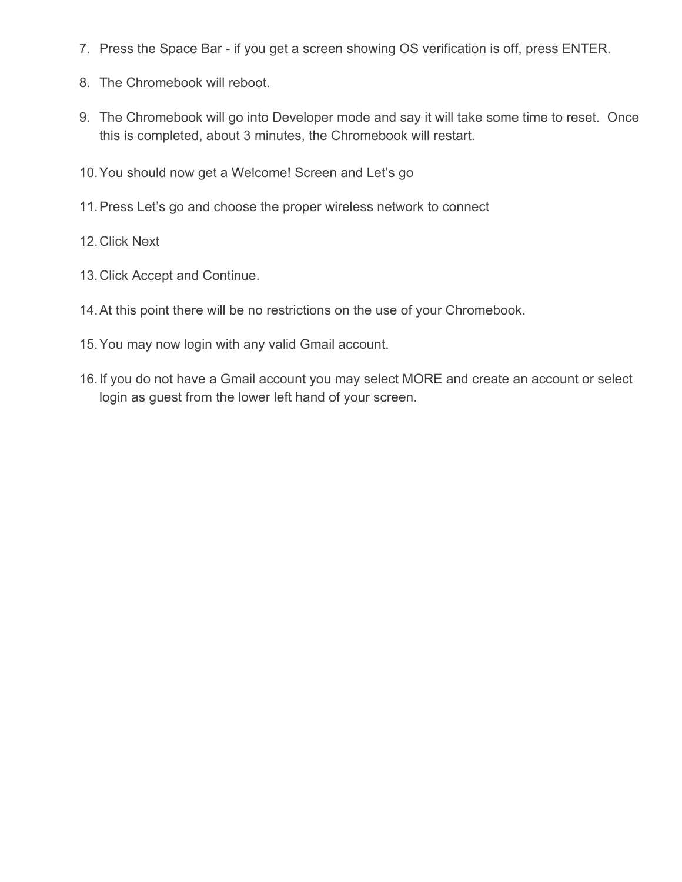7. Press the Space Bar - if you get a screen showing OS verification is off, press ENTER.
8. The Chromebook will reboot.
9. The Chromebook will go into Developer mode and say it will take some time to reset. Once this is completed, about 3 minutes, the Chromebook will restart.
10. You should now get a Welcome! Screen and Let's go
11. Press Let's go and choose the proper wireless network to connect
12. Click Next
13. Click Accept and Continue.
14. At this point there will be no restrictions on the use of your Chromebook.
15. You may now login with any valid Gmail account.
16. If you do not have a Gmail account you may select MORE and create an account or select login as guest from the lower left hand of your screen.